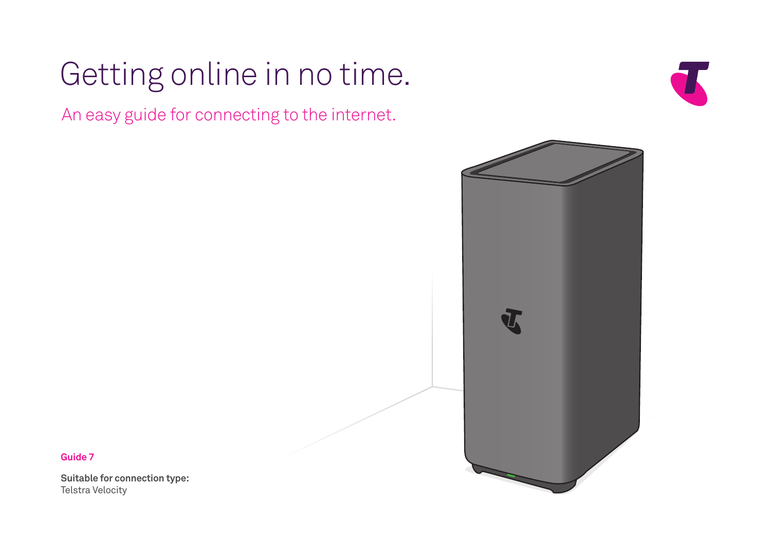# Getting online in no time.

## An easy guide for connecting to the internet.

**Guide 7**

**Suitable for connection type:**
Telstra Velocity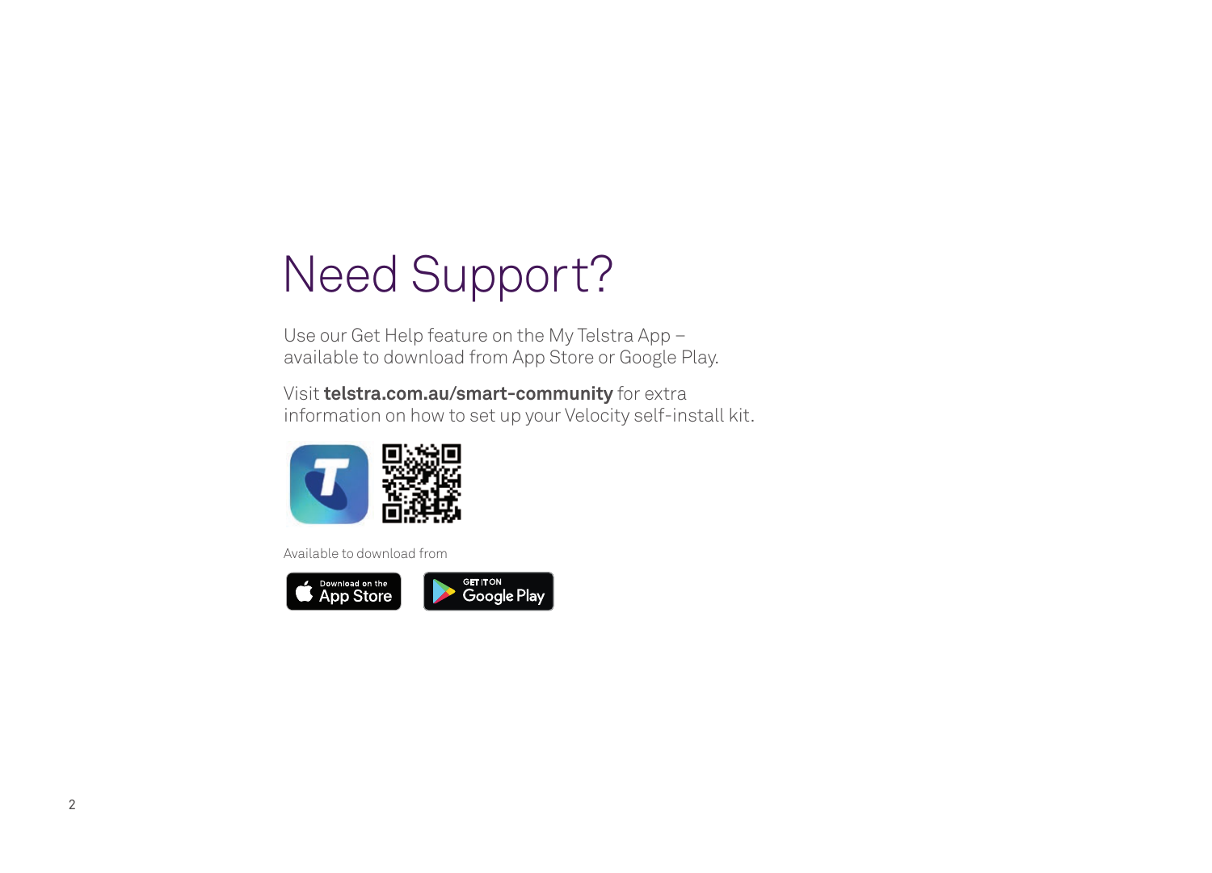# Need Support?

Use our Get Help feature on the My Telstra App – available to download from App Store or Google Play.

Visit **telstra.com.au/smart-community** for extra information on how to set up your Velocity self-install kit.

Available to download from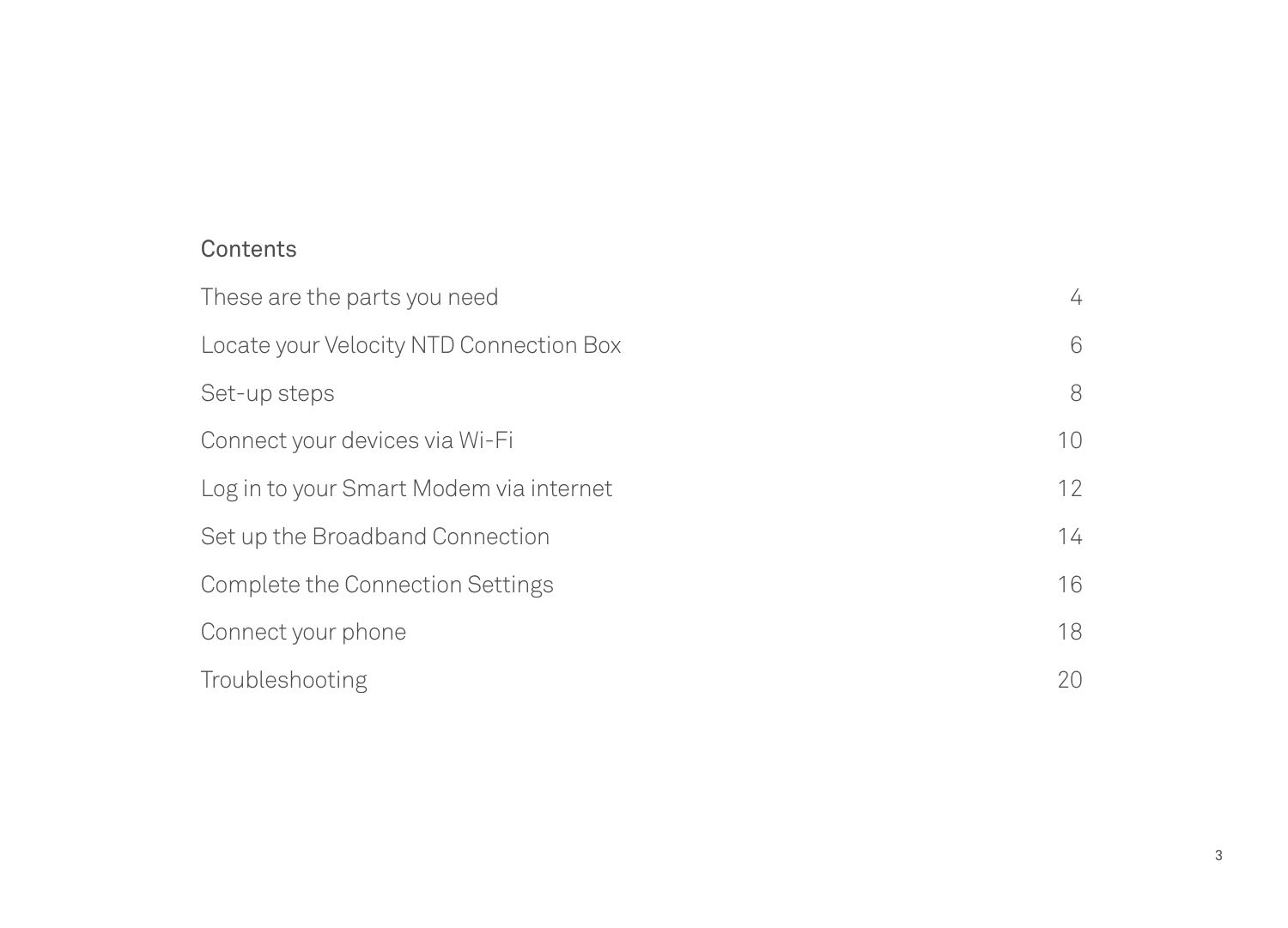## Contents

| | |
|---|---|
| These are the parts you need | 4 |
| Locate your Velocity NTD Connection Box | 6 |
| Set-up steps | 8 |
| Connect your devices via Wi-Fi | 10 |
| Log in to your Smart Modem via internet | 12 |
| Set up the Broadband Connection | 14 |
| Complete the Connection Settings | 16 |
| Connect your phone | 18 |
| Troubleshooting | 20 |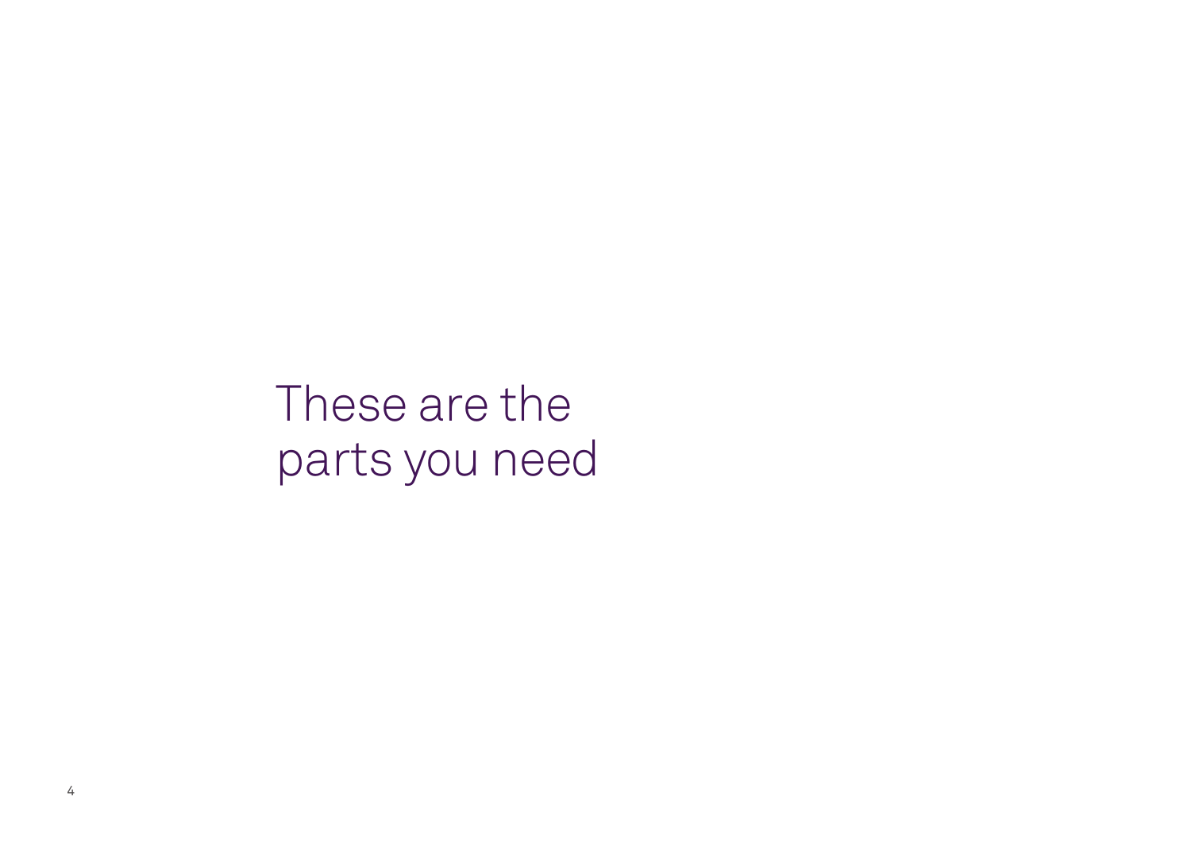# These are the parts you need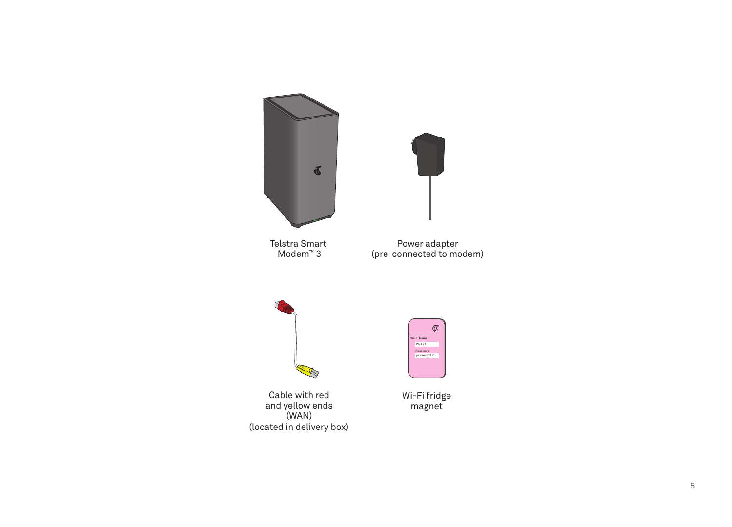Telstra Smart Modem™ 3

Power adapter (pre-connected to modem)

Cable with red and yellow ends (WAN) (located in delivery box)

Wi-Fi fridge magnet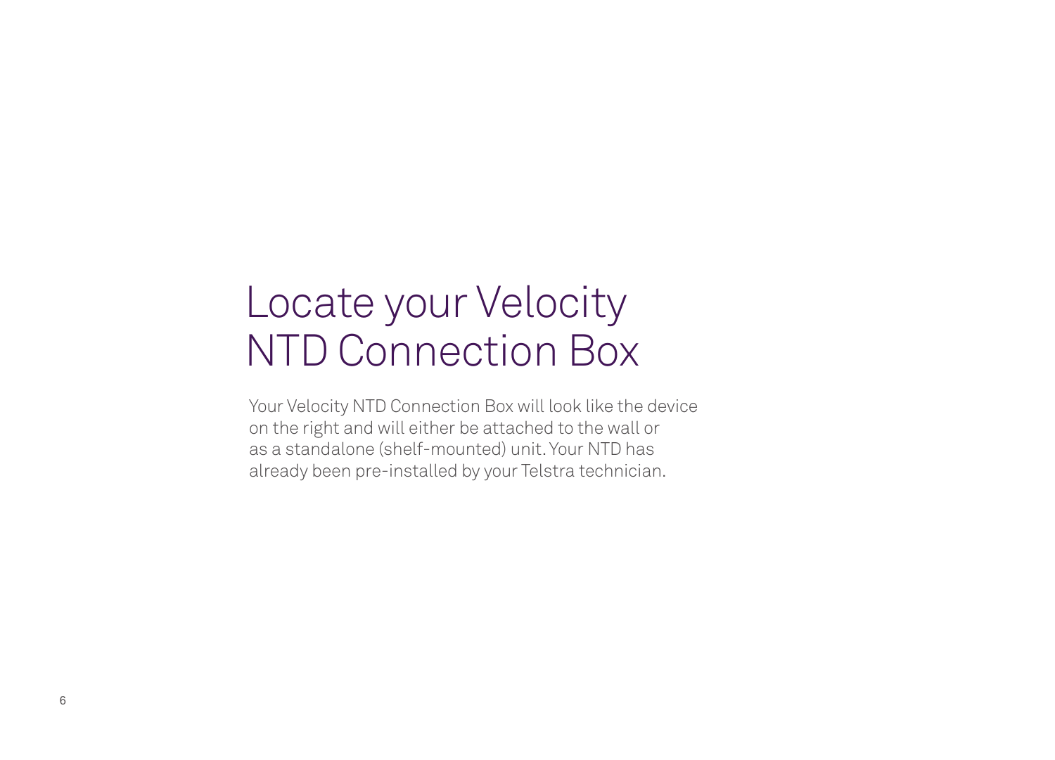# Locate your Velocity NTD Connection Box

Your Velocity NTD Connection Box will look like the device on the right and will either be attached to the wall or as a standalone (shelf-mounted) unit. Your NTD has already been pre-installed by your Telstra technician.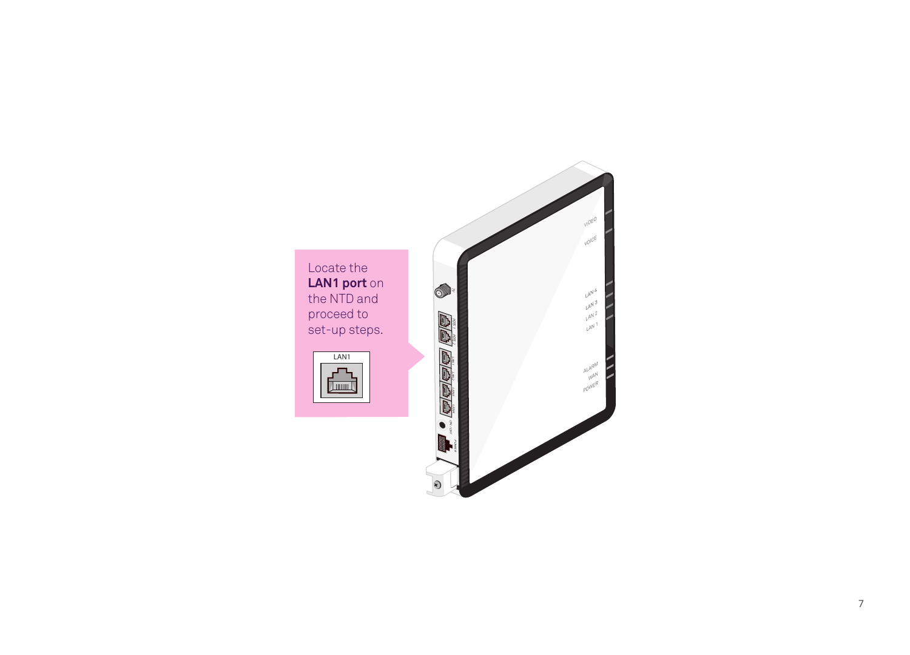Locate the **LAN1 port** on the NTD and proceed to set-up steps.

LAN1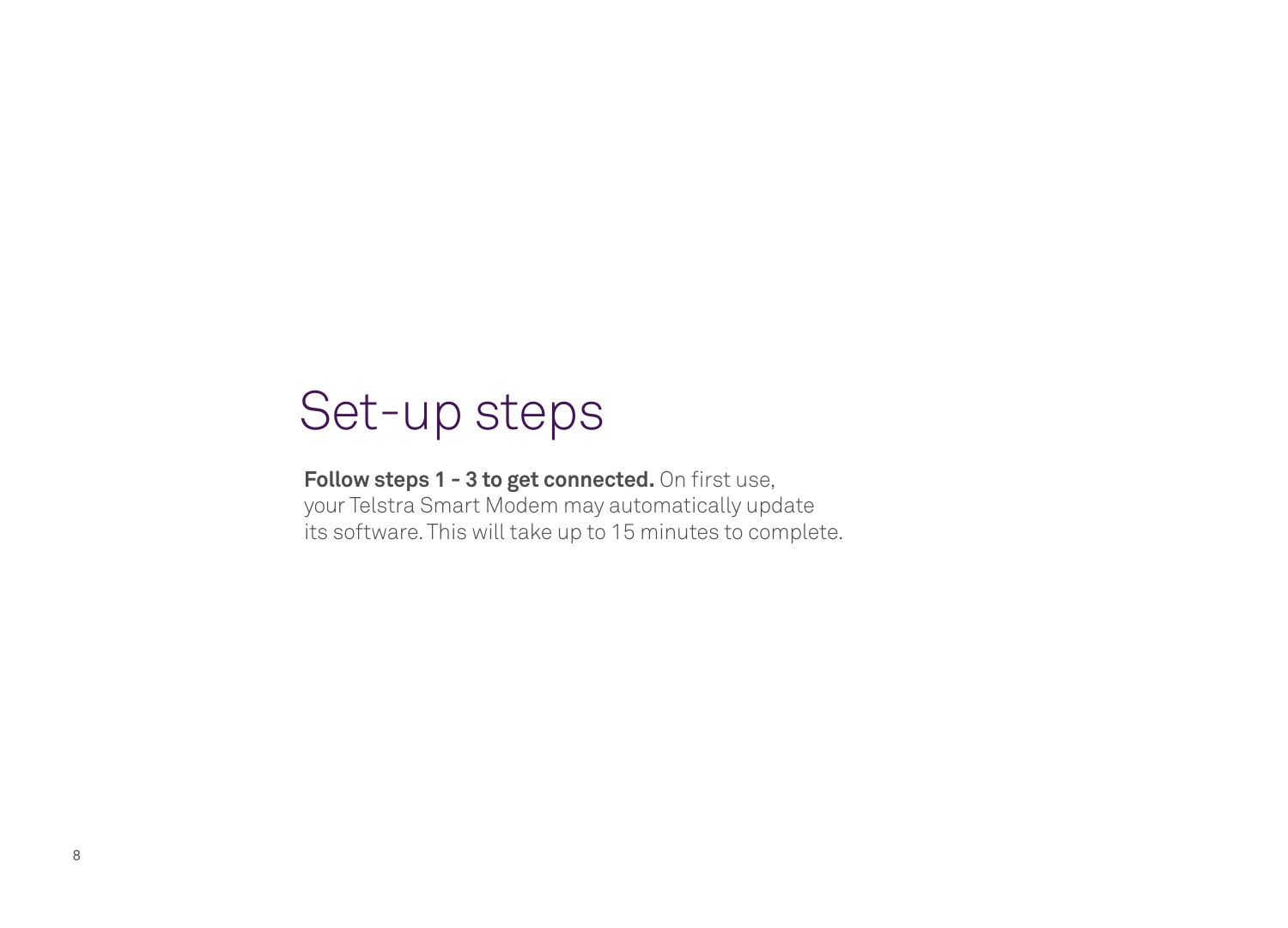# Set-up steps

**Follow steps 1 - 3 to get connected.** On first use, your Telstra Smart Modem may automatically update its software. This will take up to 15 minutes to complete.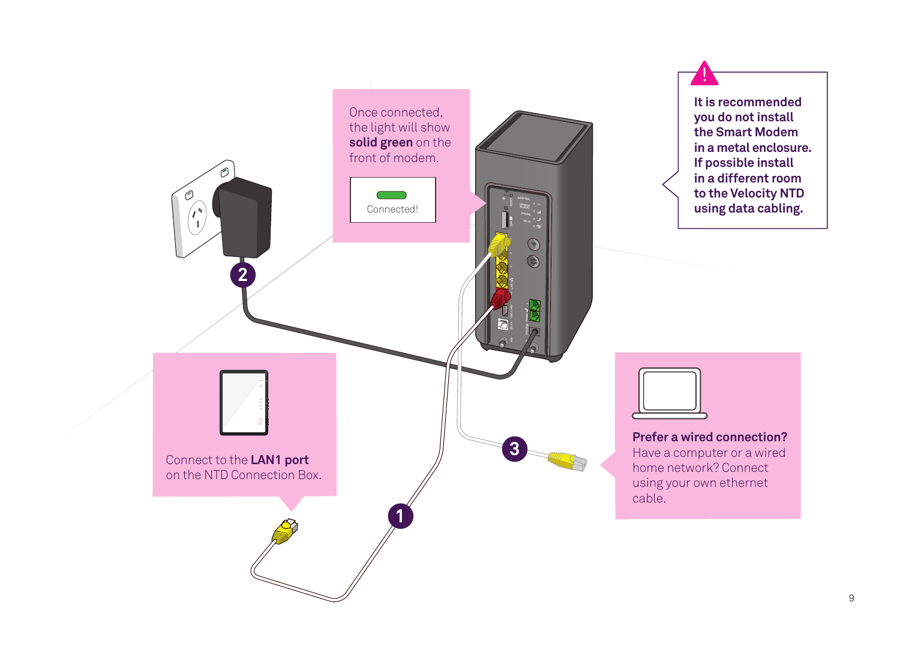Once connected, the light will show **solid green** on the front of modem.

Connected!

**It is recommended you do not install the Smart Modem in a metal enclosure. If possible install in a different room to the Velocity NTD using data cabling.**

2

Connect to the **LAN1 port** on the NTD Connection Box.

3

**Prefer a wired connection?**
Have a computer or a wired home network? Connect using your own ethernet cable.

1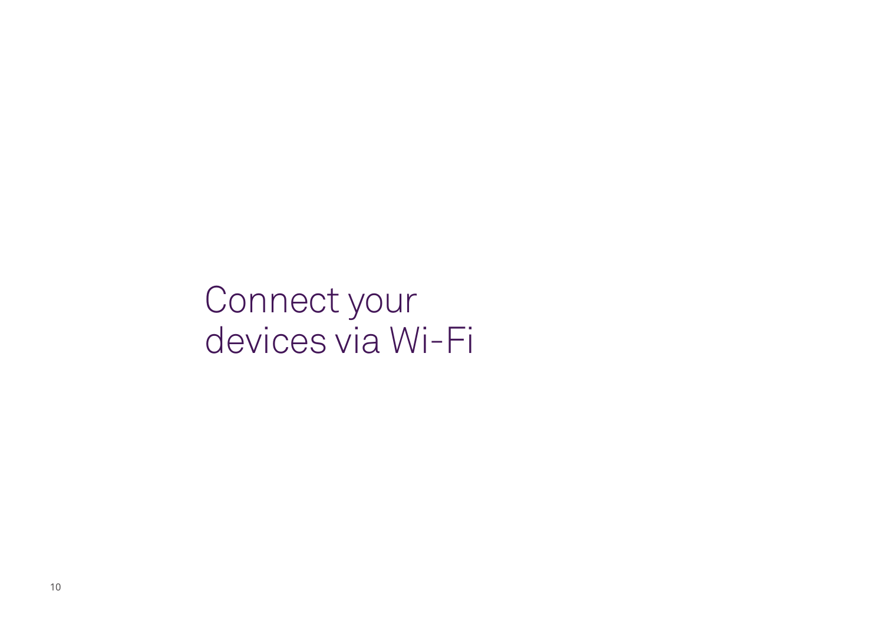# Connect your devices via Wi-Fi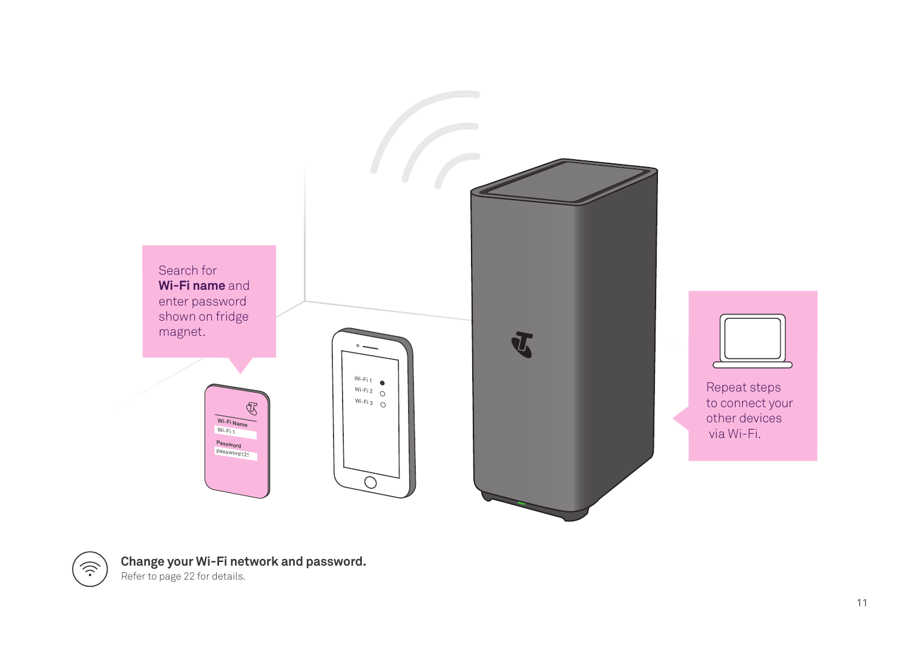Search for **Wi-Fi name** and enter password shown on fridge magnet.

Repeat steps to connect your other devices via Wi-Fi.

**Change your Wi-Fi network and password.**
Refer to page 22 for details.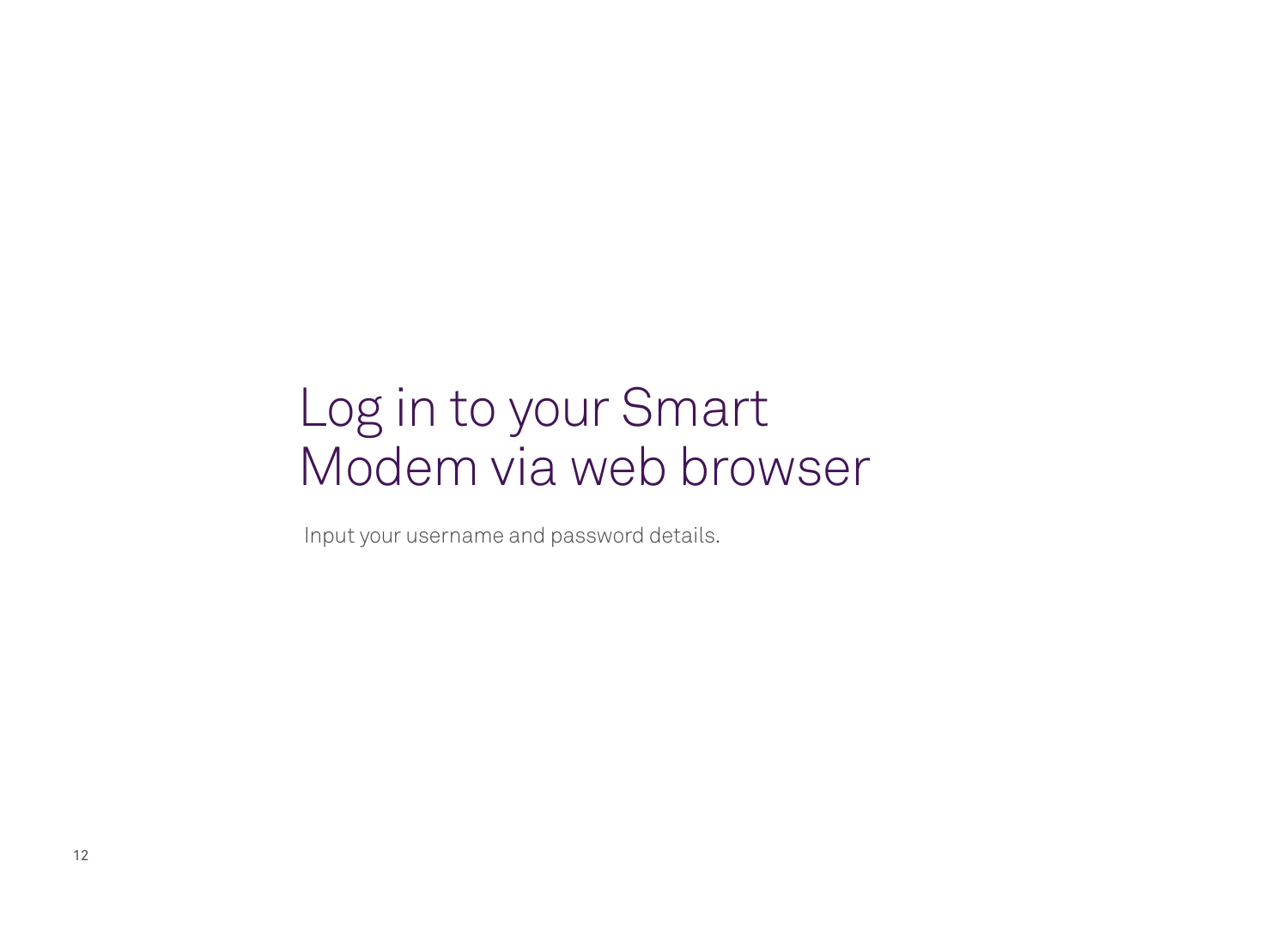# Log in to your Smart Modem via web browser

Input your username and password details.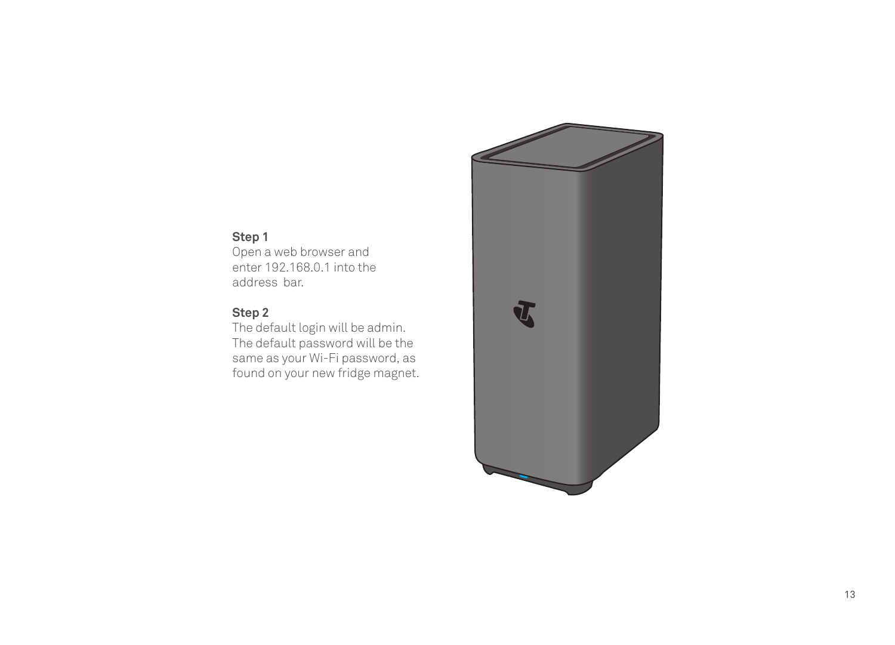**Step 1**

Open a web browser and enter 192.168.0.1 into the address bar.

**Step 2**

The default login will be admin. The default password will be the same as your Wi-Fi password, as found on your new fridge magnet.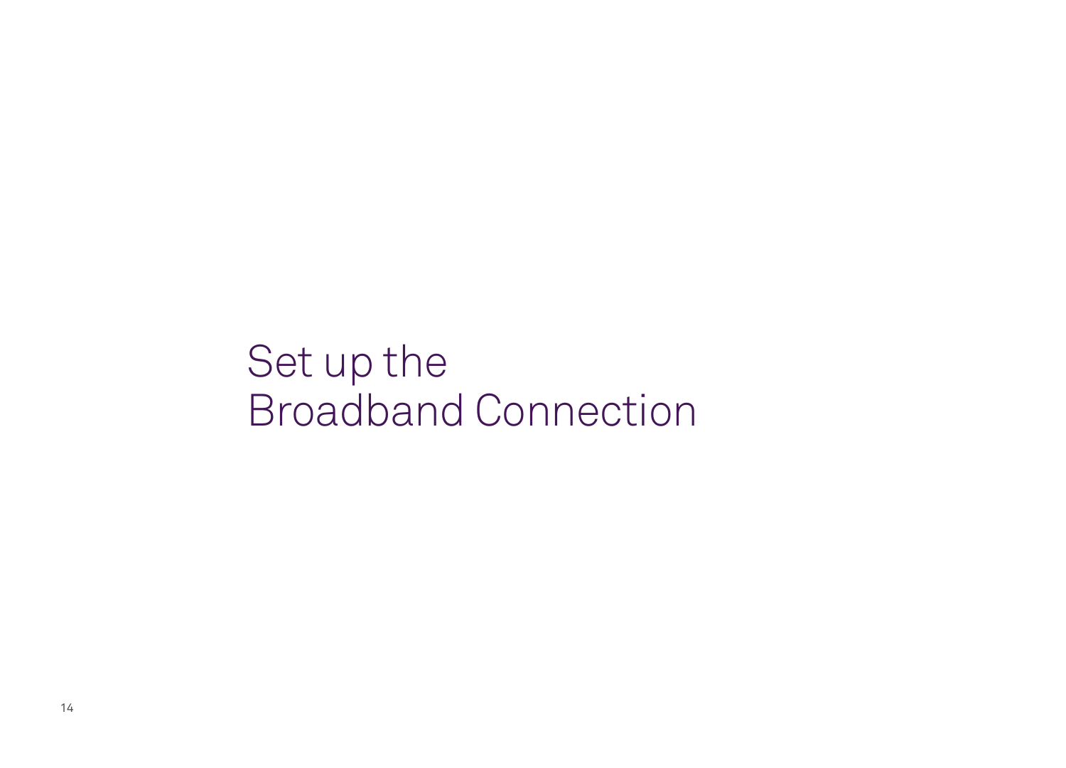# Set up the Broadband Connection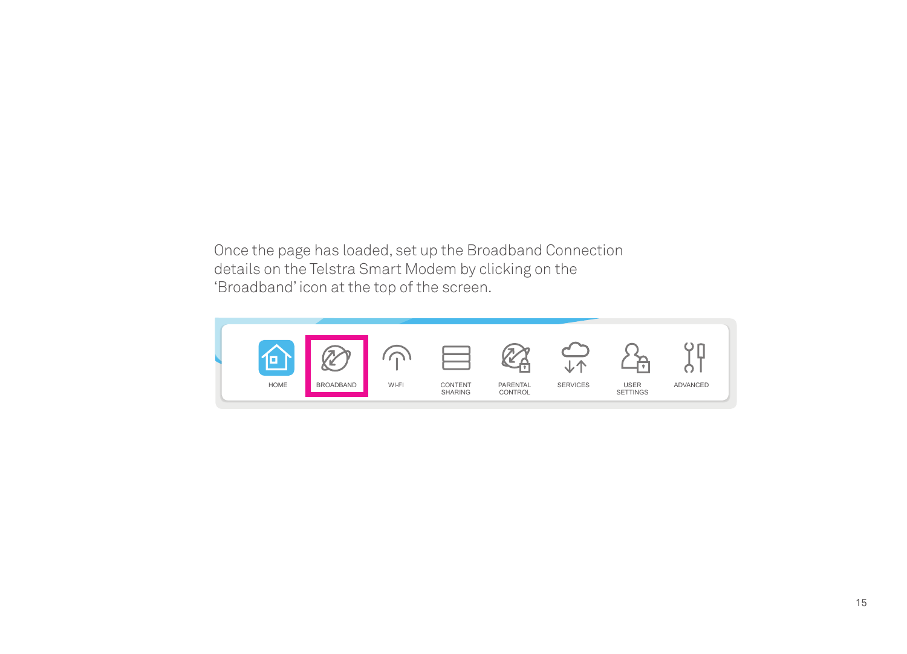Once the page has loaded, set up the Broadband Connection details on the Telstra Smart Modem by clicking on the 'Broadband' icon at the top of the screen.

HOME BROADBAND WI-FI CONTENT SHARING PARENTAL CONTROL SERVICES USER SETTINGS ADVANCED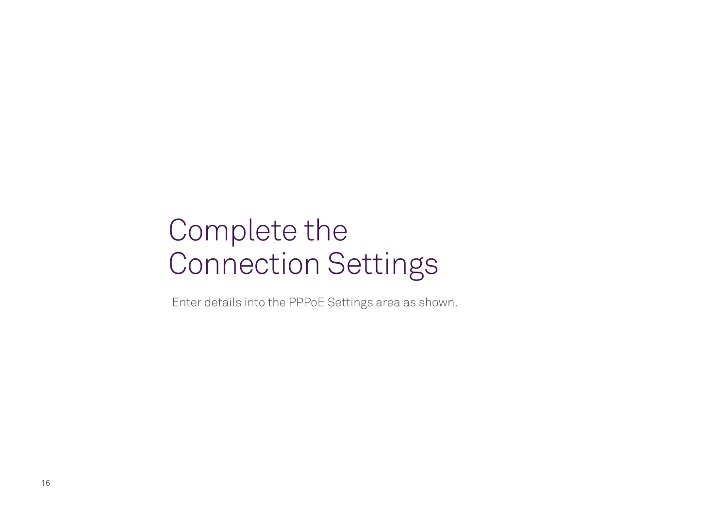# Complete the Connection Settings

Enter details into the PPPoE Settings area as shown.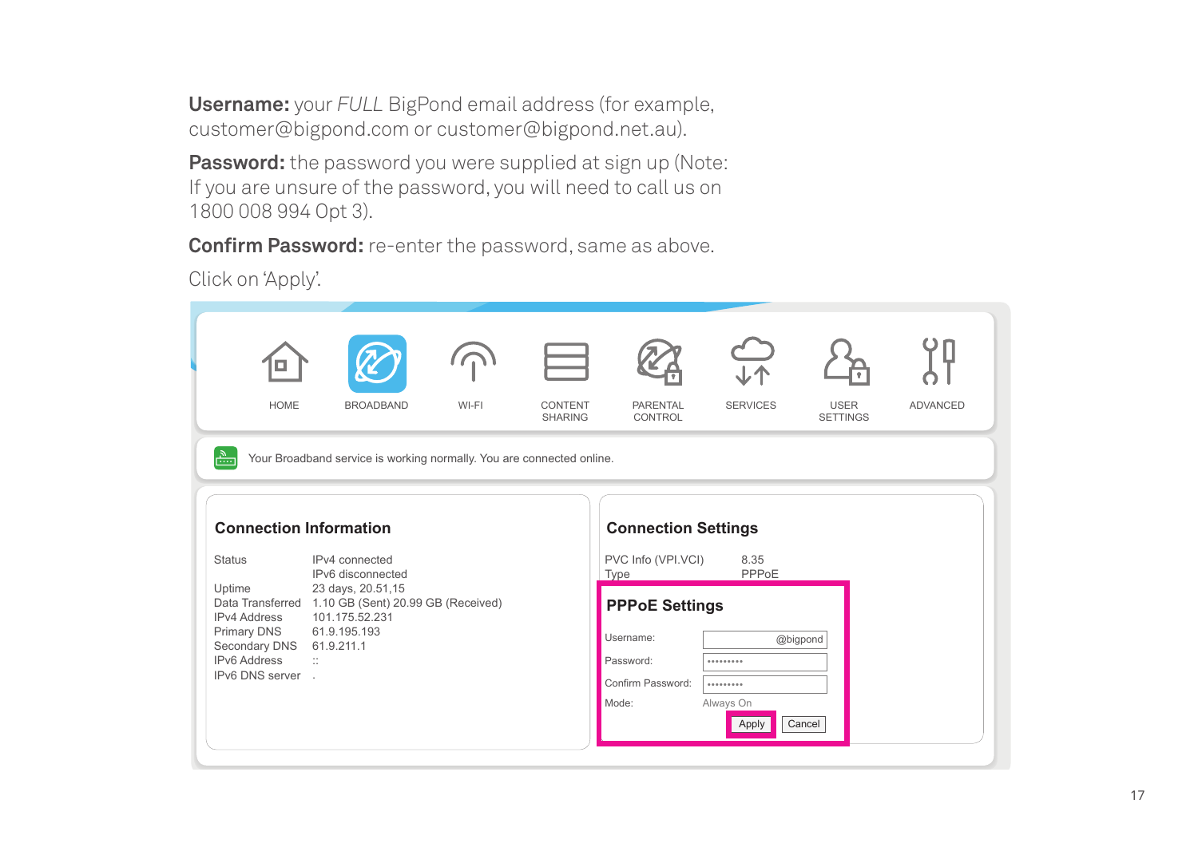**Username:** your *FULL* BigPond email address (for example, customer@bigpond.com or customer@bigpond.net.au).

**Password:** the password you were supplied at sign up (Note: If you are unsure of the password, you will need to call us on 1800 008 994 Opt 3).

**Confirm Password:** re-enter the password, same as above.

Click on 'Apply'.

HOME | BROADBAND | WI-FI | CONTENT SHARING | PARENTAL CONTROL | SERVICES | USER SETTINGS | ADVANCED

Your Broadband service is working normally. You are connected online.

**Connection Information**

| | |
|---|---|
| Status | IPv4 connected<br>IPv6 disconnected |
| Uptime | 23 days, 20.51,15 |
| Data Transferred | 1.10 GB (Sent) 20.99 GB (Received) |
| IPv4 Address | 101.175.52.231 |
| Primary DNS | 61.9.195.193 |
| Secondary DNS | 61.9.211.1 |
| IPv6 Address | :: |
| IPv6 DNS server | . |

**Connection Settings**

| | |
|---|---|
| PVC Info (VPI.VCI) | 8.35 |
| Type | PPPoE |

**PPPoE Settings**

| | |
|---|---|
| Username: | @bigpond |
| Password: | ••••••••• |
| Confirm Password: | ••••••••• |
| Mode: | Always On |

Apply | Cancel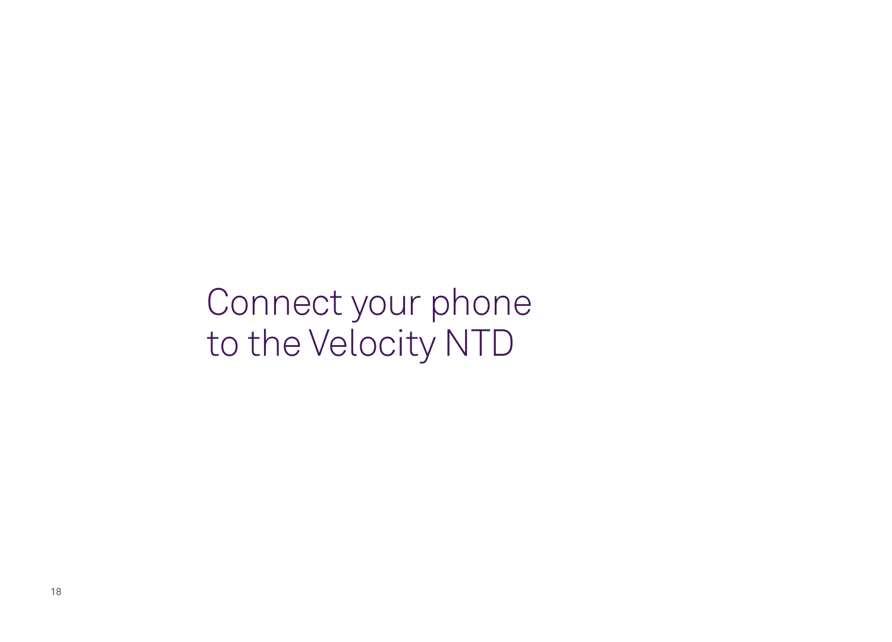# Connect your phone to the Velocity NTD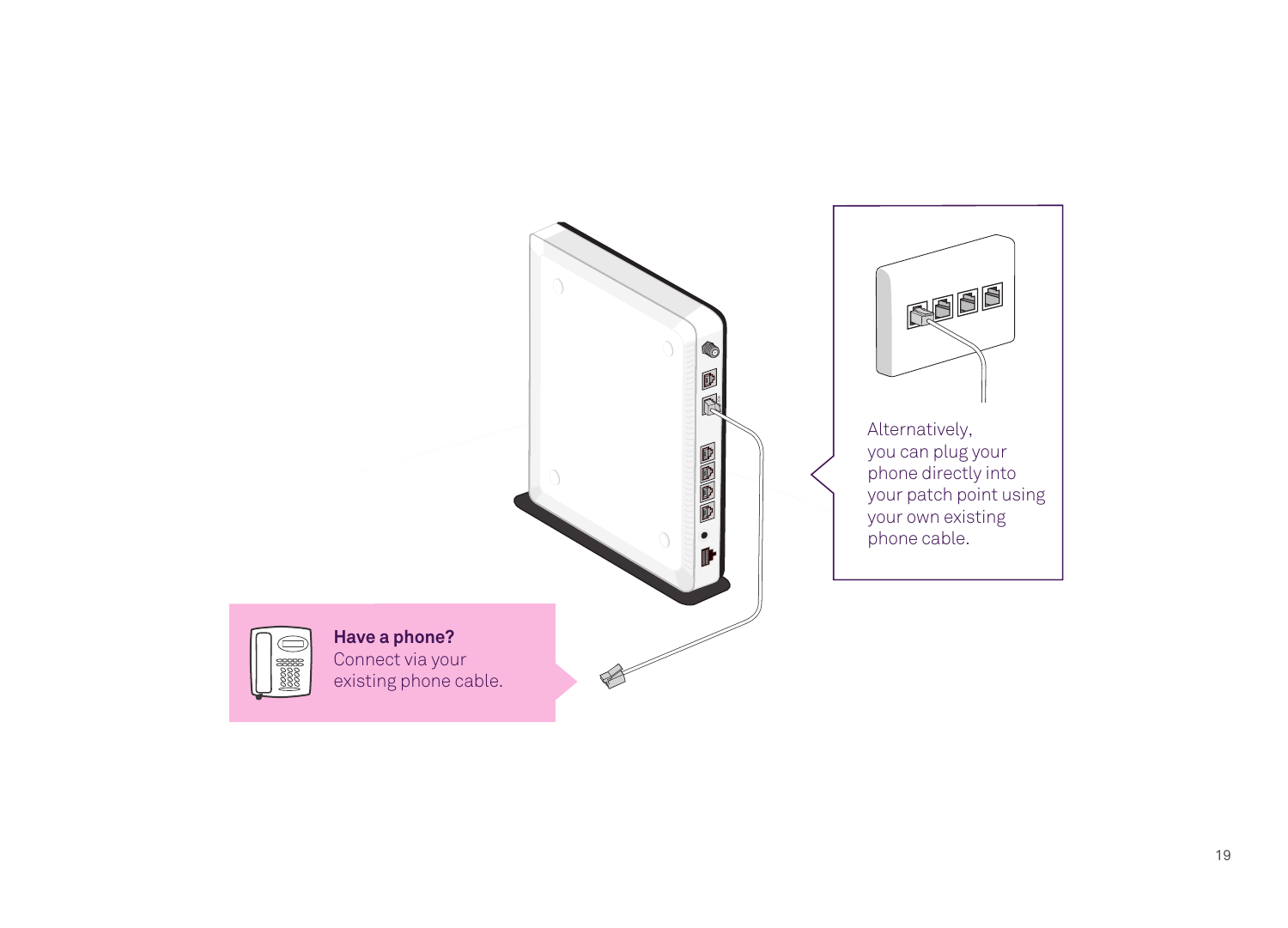**Have a phone?**
Connect via your existing phone cable.

Alternatively, you can plug your phone directly into your patch point using your own existing phone cable.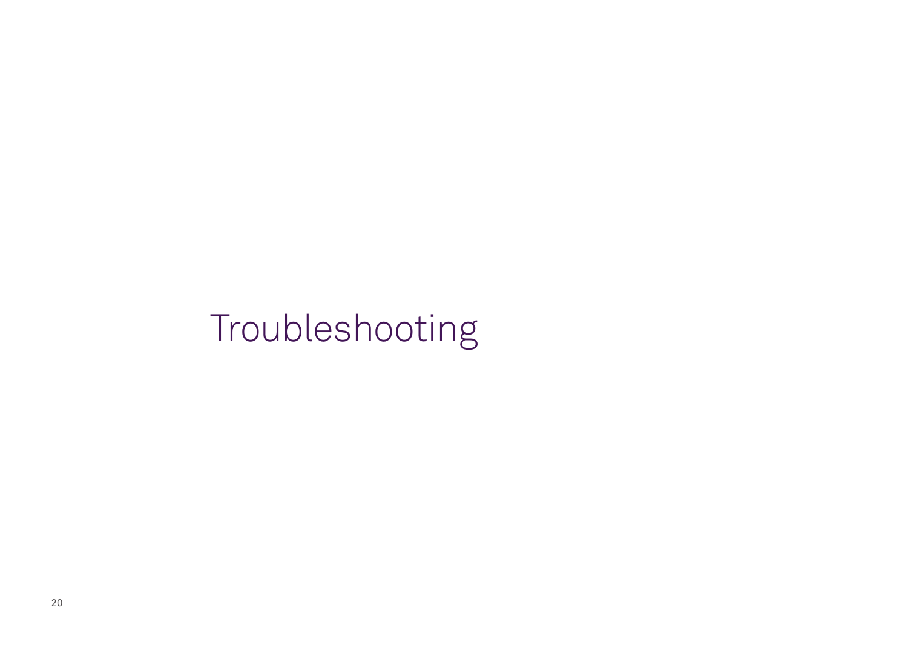# Troubleshooting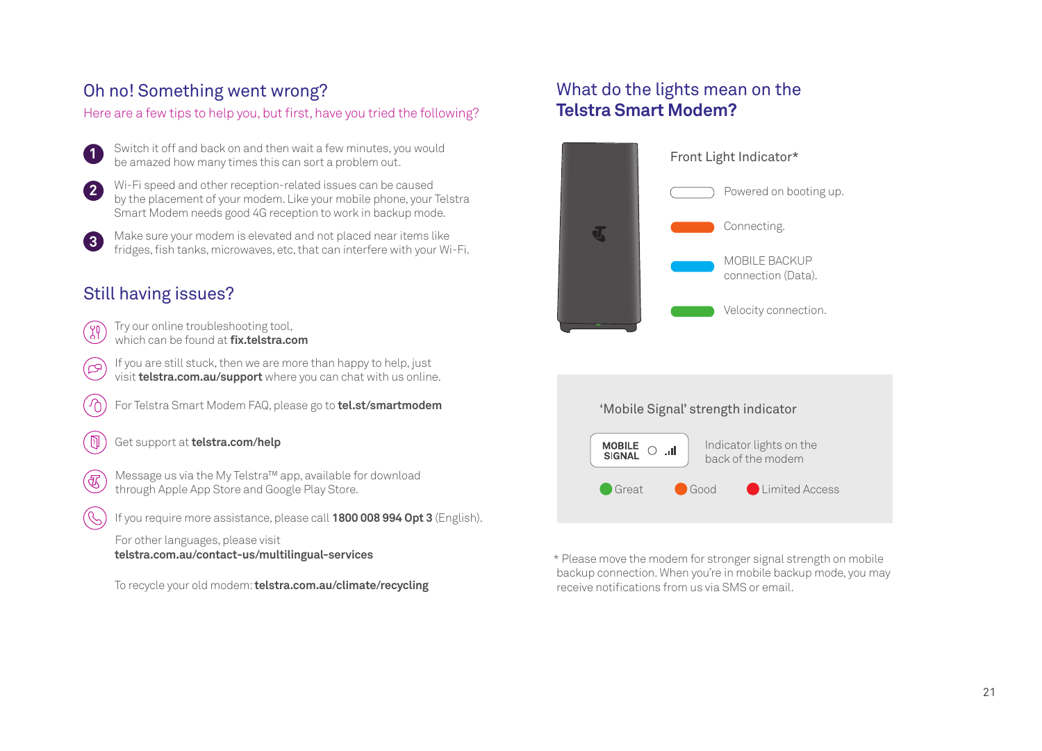## Oh no! Something went wrong?

Here are a few tips to help you, but first, have you tried the following?

1. Switch it off and back on and then wait a few minutes, you would be amazed how many times this can sort a problem out.
2. Wi-Fi speed and other reception-related issues can be caused by the placement of your modem. Like your mobile phone, your Telstra Smart Modem needs good 4G reception to work in backup mode.
3. Make sure your modem is elevated and not placed near items like fridges, fish tanks, microwaves, etc, that can interfere with your Wi-Fi.

## Still having issues?

- Try our online troubleshooting tool, which can be found at **fix.telstra.com**
- If you are still stuck, then we are more than happy to help, just visit **telstra.com.au/support** where you can chat with us online.
- For Telstra Smart Modem FAQ, please go to **tel.st/smartmodem**
- Get support at **telstra.com/help**
- Message us via the My Telstra™ app, available for download through Apple App Store and Google Play Store.
- If you require more assistance, please call **1800 008 994 Opt 3** (English).

For other languages, please visit **telstra.com.au/contact-us/multilingual-services**

To recycle your old modem: **telstra.com.au/climate/recycling**

## What do the lights mean on the **Telstra Smart Modem?**

Front Light Indicator*

- White: Powered on booting up.
- Orange: Connecting.
- Blue: MOBILE BACKUP connection (Data).
- Green: Velocity connection.

'Mobile Signal' strength indicator

MOBILE SIGNAL — Indicator lights on the back of the modem

- Green: Great
- Orange: Good
- Red: Limited Access

* Please move the modem for stronger signal strength on mobile backup connection. When you're in mobile backup mode, you may receive notifications from us via SMS or email.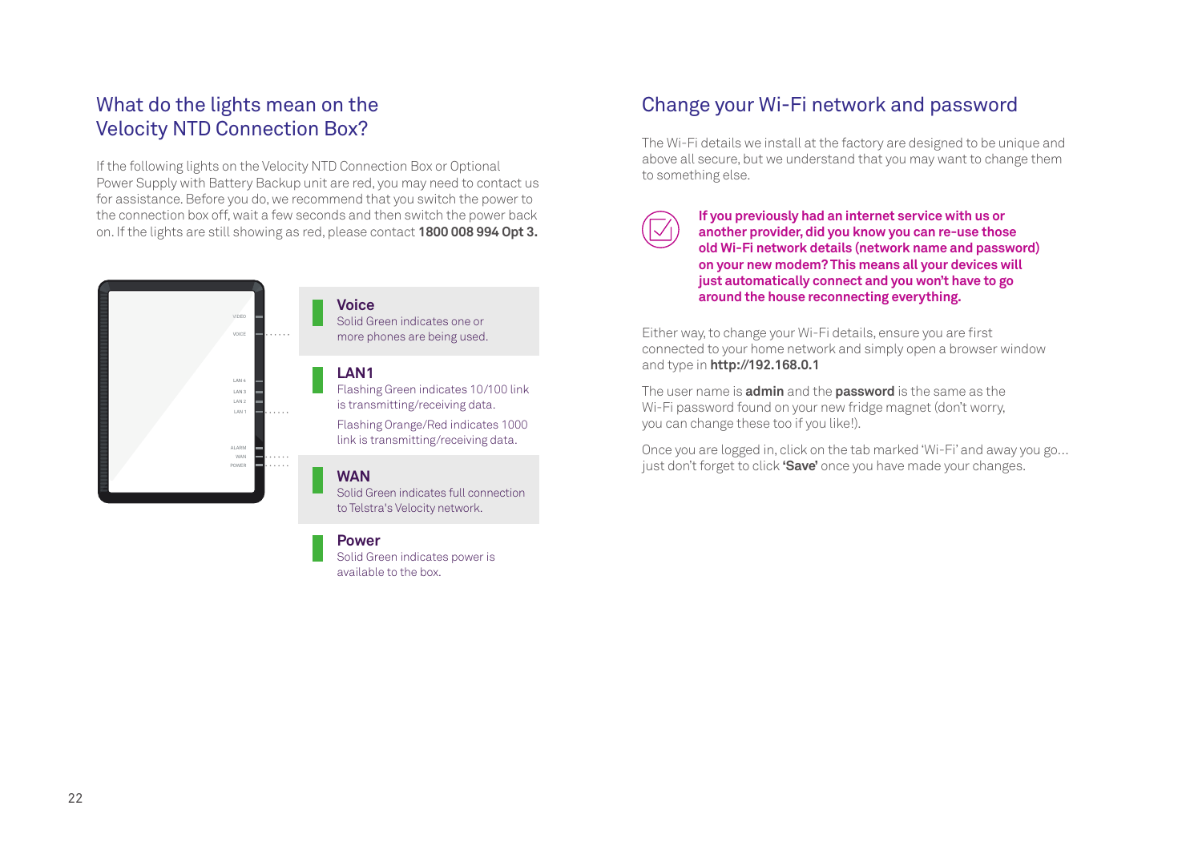## What do the lights mean on the Velocity NTD Connection Box?

If the following lights on the Velocity NTD Connection Box or Optional Power Supply with Battery Backup unit are red, you may need to contact us for assistance. Before you do, we recommend that you switch the power to the connection box off, wait a few seconds and then switch the power back on. If the lights are still showing as red, please contact **1800 008 994 Opt 3.**

**Voice**
Solid Green indicates one or more phones are being used.

**LAN1**
Flashing Green indicates 10/100 link is transmitting/receiving data.
Flashing Orange/Red indicates 1000 link is transmitting/receiving data.

**WAN**
Solid Green indicates full connection to Telstra's Velocity network.

**Power**
Solid Green indicates power is available to the box.

## Change your Wi-Fi network and password

The Wi-Fi details we install at the factory are designed to be unique and above all secure, but we understand that you may want to change them to something else.

**If you previously had an internet service with us or another provider, did you know you can re-use those old Wi-Fi network details (network name and password) on your new modem? This means all your devices will just automatically connect and you won't have to go around the house reconnecting everything.**

Either way, to change your Wi-Fi details, ensure you are first connected to your home network and simply open a browser window and type in **http://192.168.0.1**

The user name is **admin** and the **password** is the same as the Wi-Fi password found on your new fridge magnet (don't worry, you can change these too if you like!).

Once you are logged in, click on the tab marked 'Wi-Fi' and away you go… just don't forget to click **'Save'** once you have made your changes.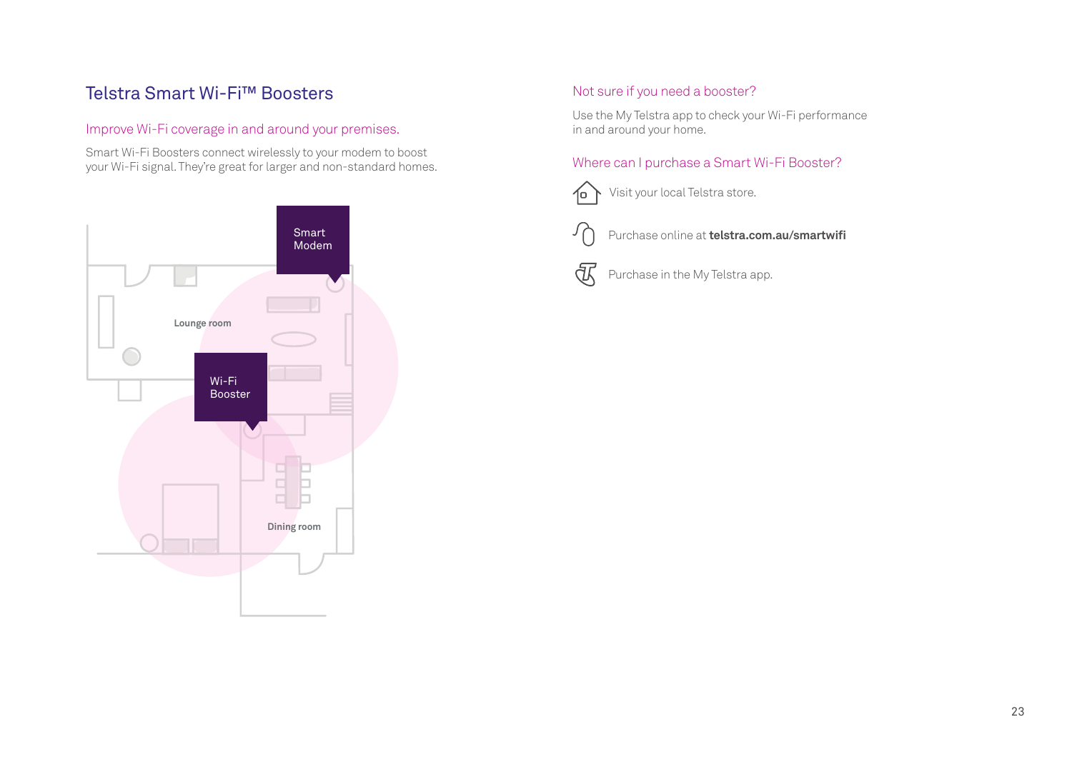# Telstra Smart Wi-Fi™ Boosters

## Improve Wi-Fi coverage in and around your premises.

Smart Wi-Fi Boosters connect wirelessly to your modem to boost your Wi-Fi signal. They're great for larger and non-standard homes.

Smart Modem

Lounge room

Wi-Fi Booster

Dining room

## Not sure if you need a booster?

Use the My Telstra app to check your Wi-Fi performance in and around your home.

## Where can I purchase a Smart Wi-Fi Booster?

- Visit your local Telstra store.
- Purchase online at **telstra.com.au/smartwifi**
- Purchase in the My Telstra app.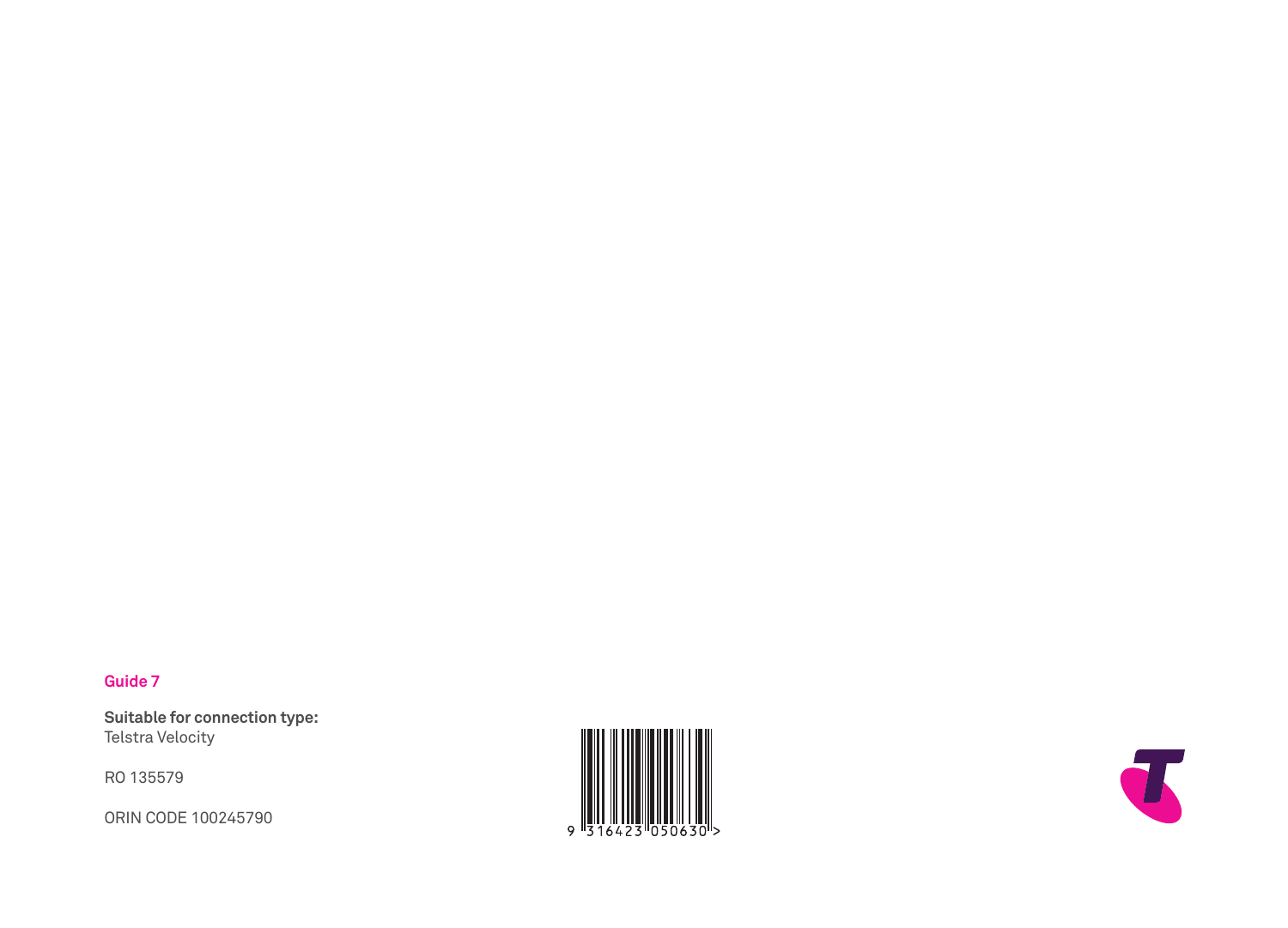**Guide 7**

**Suitable for connection type:**
Telstra Velocity

RO 135579

ORIN CODE 100245790

9 316423 050630